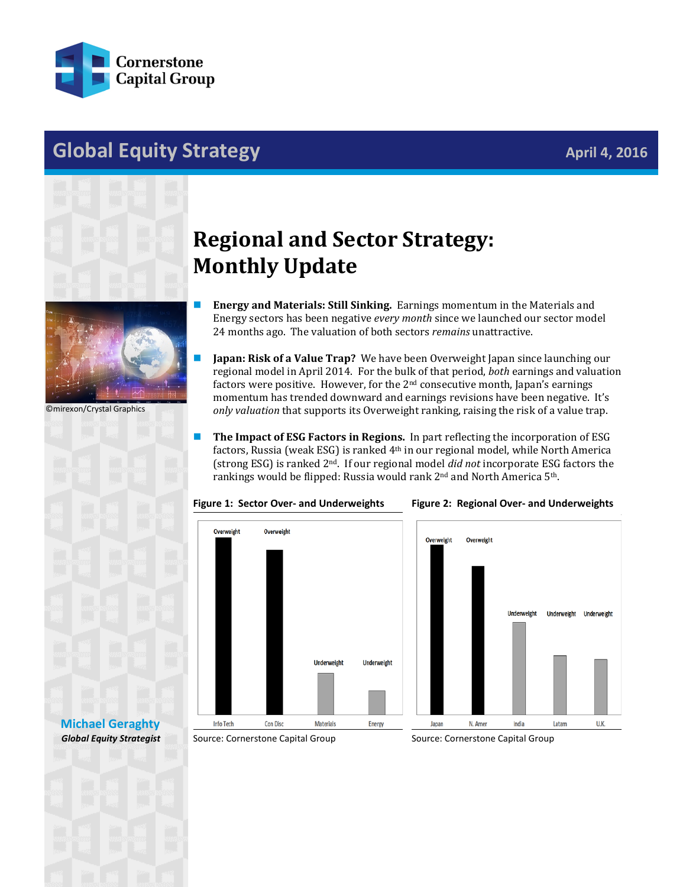Cornerstone Capital Group

# Global Equity Strategy

April 4, 2016

# Regional and Sector Strategy: Monthly Update

©mirexon/Crystal Graphics

- **Energy and Materials: Still Sinking.** Earnings momentum in the Materials and Energy sectors has been negative *every month* since we launched our sector model 24 months ago. The valuation of both sectors *remains* unattractive.

- **Japan: Risk of a Value Trap?** We have been Overweight Japan since launching our regional model in April 2014. For the bulk of that period, *both* earnings and valuation factors were positive. However, for the 2nd consecutive month, Japan's earnings momentum has trended downward and earnings revisions have been negative. It's *only valuation* that supports its Overweight ranking, raising the risk of a value trap.

- **The Impact of ESG Factors in Regions.** In part reflecting the incorporation of ESG factors, Russia (weak ESG) is ranked 4th in our regional model, while North America (strong ESG) is ranked 2nd. If our regional model *did not* incorporate ESG factors the rankings would be flipped: Russia would rank 2nd and North America 5th.

**Figure 1: Sector Over- and Underweights**

| Sector | Position |
|---|---|
| Info Tech | Overweight |
| Con Disc | Overweight |
| Materials | Underweight |
| Energy | Underweight |

Source: Cornerstone Capital Group

**Figure 2: Regional Over- and Underweights**

| Region | Position |
|---|---|
| Japan | Overweight |
| N. Amer | Overweight |
| India | Underweight |
| Latam | Underweight |
| U.K. | Underweight |

Source: Cornerstone Capital Group

**Michael Geraghty**
*Global Equity Strategist*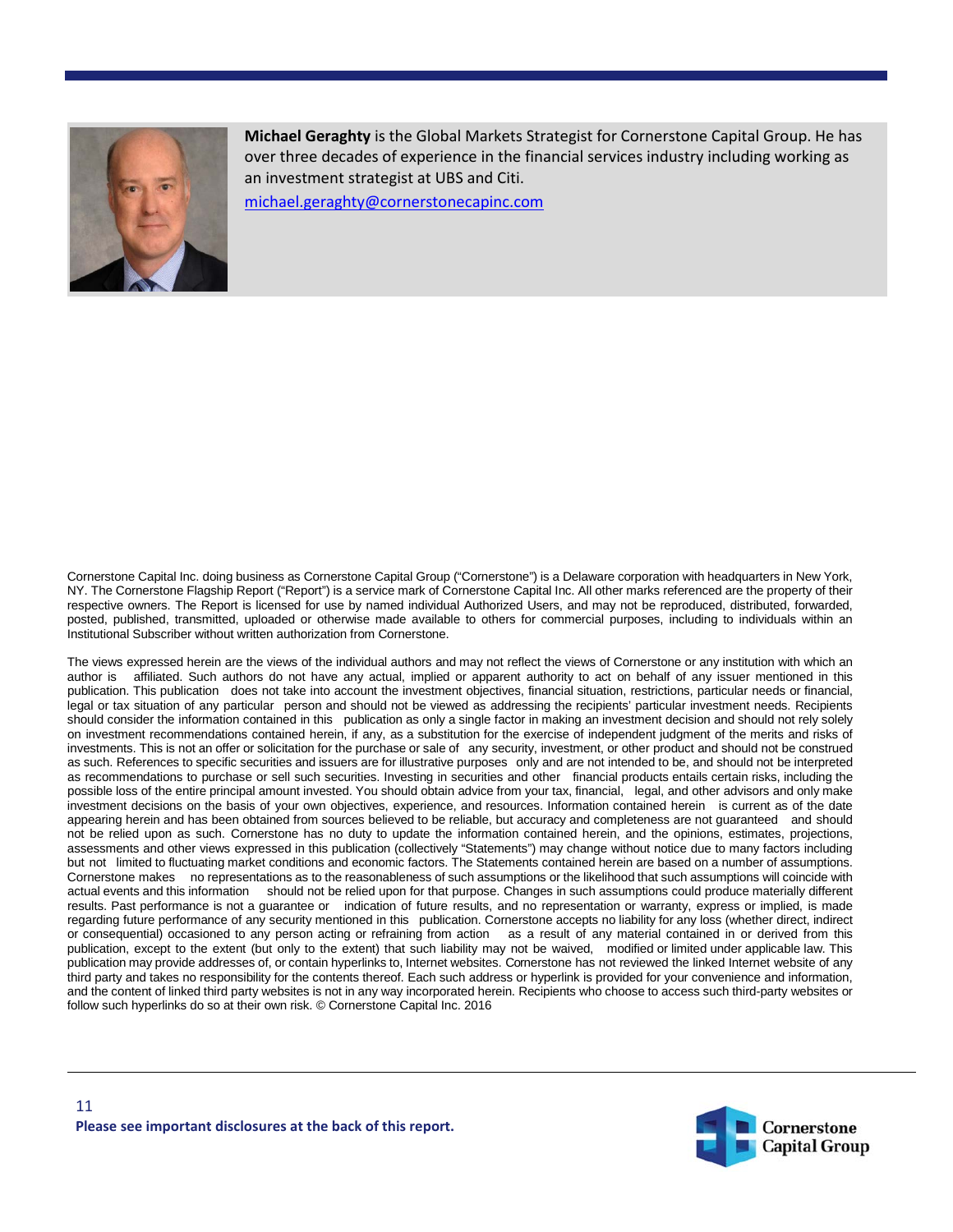**Michael Geraghty** is the Global Markets Strategist for Cornerstone Capital Group. He has over three decades of experience in the financial services industry including working as an investment strategist at UBS and Citi.

michael.geraghty@cornerstonecapinc.com

Cornerstone Capital Inc. doing business as Cornerstone Capital Group ("Cornerstone") is a Delaware corporation with headquarters in New York, NY. The Cornerstone Flagship Report ("Report") is a service mark of Cornerstone Capital Inc. All other marks referenced are the property of their respective owners. The Report is licensed for use by named individual Authorized Users, and may not be reproduced, distributed, forwarded, posted, published, transmitted, uploaded or otherwise made available to others for commercial purposes, including to individuals within an Institutional Subscriber without written authorization from Cornerstone.

The views expressed herein are the views of the individual authors and may not reflect the views of Cornerstone or any institution with which an author is affiliated. Such authors do not have any actual, implied or apparent authority to act on behalf of any issuer mentioned in this publication. This publication does not take into account the investment objectives, financial situation, restrictions, particular needs or financial, legal or tax situation of any particular person and should not be viewed as addressing the recipients' particular investment needs. Recipients should consider the information contained in this publication as only a single factor in making an investment decision and should not rely solely on investment recommendations contained herein, if any, as a substitution for the exercise of independent judgment of the merits and risks of investments. This is not an offer or solicitation for the purchase or sale of any security, investment, or other product and should not be construed as such. References to specific securities and issuers are for illustrative purposes only and are not intended to be, and should not be interpreted as recommendations to purchase or sell such securities. Investing in securities and other financial products entails certain risks, including the possible loss of the entire principal amount invested. You should obtain advice from your tax, financial, legal, and other advisors and only make investment decisions on the basis of your own objectives, experience, and resources. Information contained herein is current as of the date appearing herein and has been obtained from sources believed to be reliable, but accuracy and completeness are not guaranteed and should not be relied upon as such. Cornerstone has no duty to update the information contained herein, and the opinions, estimates, projections, assessments and other views expressed in this publication (collectively "Statements") may change without notice due to many factors including but not limited to fluctuating market conditions and economic factors. The Statements contained herein are based on a number of assumptions. Cornerstone makes no representations as to the reasonableness of such assumptions or the likelihood that such assumptions will coincide with actual events and this information should not be relied upon for that purpose. Changes in such assumptions could produce materially different results. Past performance is not a guarantee or indication of future results, and no representation or warranty, express or implied, is made regarding future performance of any security mentioned in this publication. Cornerstone accepts no liability for any loss (whether direct, indirect or consequential) occasioned to any person acting or refraining from action as a result of any material contained in or derived from this publication, except to the extent (but only to the extent) that such liability may not be waived, modified or limited under applicable law. This publication may provide addresses of, or contain hyperlinks to, Internet websites. Cornerstone has not reviewed the linked Internet website of any third party and takes no responsibility for the contents thereof. Each such address or hyperlink is provided for your convenience and information, and the content of linked third party websites is not in any way incorporated herein. Recipients who choose to access such third-party websites or follow such hyperlinks do so at their own risk. © Cornerstone Capital Inc. 2016

**Please see important disclosures at the back of this report.**